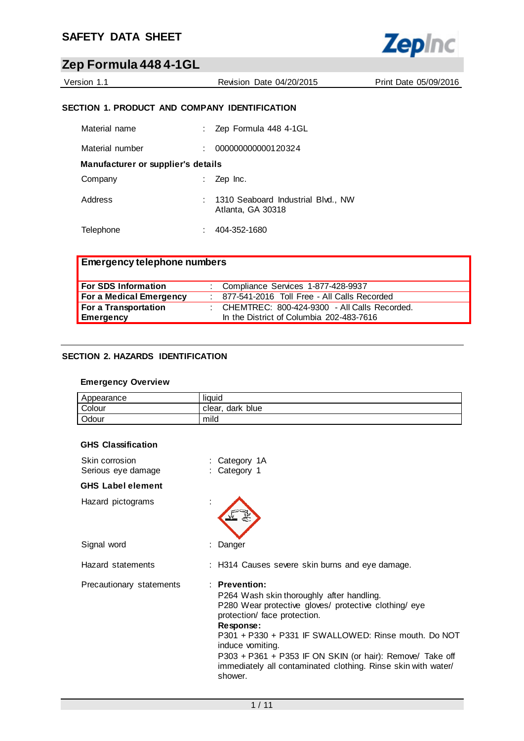# SAFETY DATA SHEET

## Zep Formula 448 4-1GL

Version 1.1 | Revision Date 04/20/2015 | Print Date 05/09/2016

### SECTION 1. PRODUCT AND COMPANY IDENTIFICATION

Material name : Zep Formula 448 4-1GL

Material number : 000000000000120324

**Manufacturer or supplier's details**

Company : Zep Inc.

Address : 1310 Seaboard Industrial Blvd., NW
Atlanta, GA 30318

Telephone : 404-352-1680

| **Emergency telephone numbers** | | |
|---|---|---|
| **For SDS Information** | : | Compliance Services 1-877-428-9937 |
| **For a Medical Emergency** | : | 877-541-2016 Toll Free - All Calls Recorded |
| **For a Transportation Emergency** | : | CHEMTREC: 800-424-9300 - All Calls Recorded. In the District of Columbia 202-483-7616 |

### SECTION 2. HAZARDS IDENTIFICATION

**Emergency Overview**

| Appearance | liquid |
|---|---|
| Colour | clear, dark blue |
| Odour | mild |

**GHS Classification**

Skin corrosion : Category 1A
Serious eye damage : Category 1

**GHS Label element**

Hazard pictograms :

Signal word : Danger

Hazard statements : H314 Causes severe skin burns and eye damage.

Precautionary statements : **Prevention:**
P264 Wash skin thoroughly after handling.
P280 Wear protective gloves/ protective clothing/ eye protection/ face protection.
**Response:**
P301 + P330 + P331 IF SWALLOWED: Rinse mouth. Do NOT induce vomiting.
P303 + P361 + P353 IF ON SKIN (or hair): Remove/ Take off immediately all contaminated clothing. Rinse skin with water/ shower.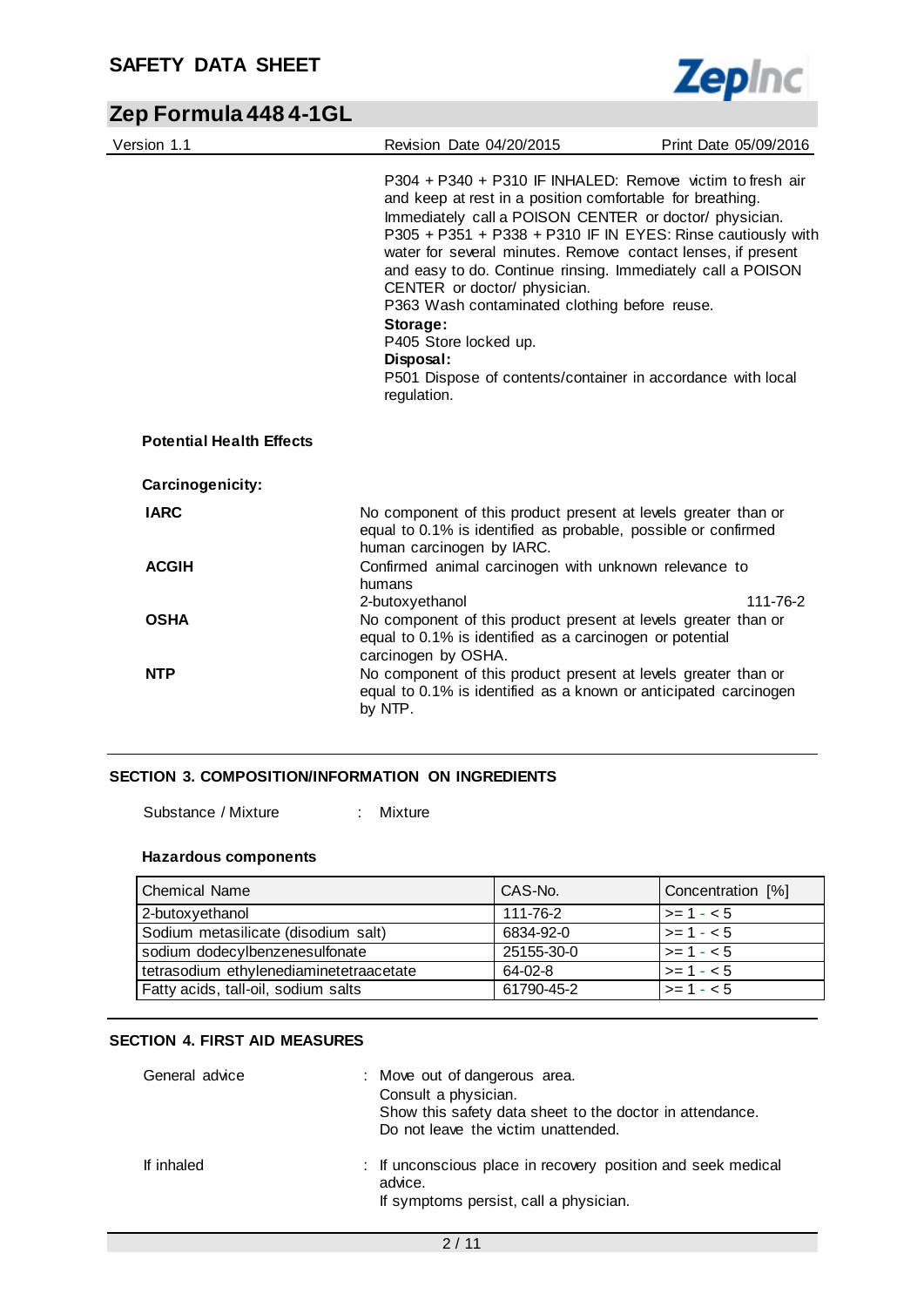P304 + P340 + P310 IF INHALED: Remove victim to fresh air and keep at rest in a position comfortable for breathing. Immediately call a POISON CENTER or doctor/ physician.
P305 + P351 + P338 + P310 IF IN EYES: Rinse cautiously with water for several minutes. Remove contact lenses, if present and easy to do. Continue rinsing. Immediately call a POISON CENTER or doctor/ physician.
P363 Wash contaminated clothing before reuse.

**Storage:**
P405 Store locked up.

**Disposal:**
P501 Dispose of contents/container in accordance with local regulation.

**Potential Health Effects**

**Carcinogenicity:**

**IARC** No component of this product present at levels greater than or equal to 0.1% is identified as probable, possible or confirmed human carcinogen by IARC.

**ACGIH** Confirmed animal carcinogen with unknown relevance to humans
2-butoxyethanol 111-76-2

**OSHA** No component of this product present at levels greater than or equal to 0.1% is identified as a carcinogen or potential carcinogen by OSHA.

**NTP** No component of this product present at levels greater than or equal to 0.1% is identified as a known or anticipated carcinogen by NTP.

## SECTION 3. COMPOSITION/INFORMATION ON INGREDIENTS

Substance / Mixture : Mixture

**Hazardous components**

| Chemical Name | CAS-No. | Concentration [%] |
|---|---|---|
| 2-butoxyethanol | 111-76-2 | >= 1 - < 5 |
| Sodium metasilicate (disodium salt) | 6834-92-0 | >= 1 - < 5 |
| sodium dodecylbenzenesulfonate | 25155-30-0 | >= 1 - < 5 |
| tetrasodium ethylenediaminetetraacetate | 64-02-8 | >= 1 - < 5 |
| Fatty acids, tall-oil, sodium salts | 61790-45-2 | >= 1 - < 5 |

## SECTION 4. FIRST AID MEASURES

General advice : Move out of dangerous area.
Consult a physician.
Show this safety data sheet to the doctor in attendance.
Do not leave the victim unattended.

If inhaled : If unconscious place in recovery position and seek medical advice.
If symptoms persist, call a physician.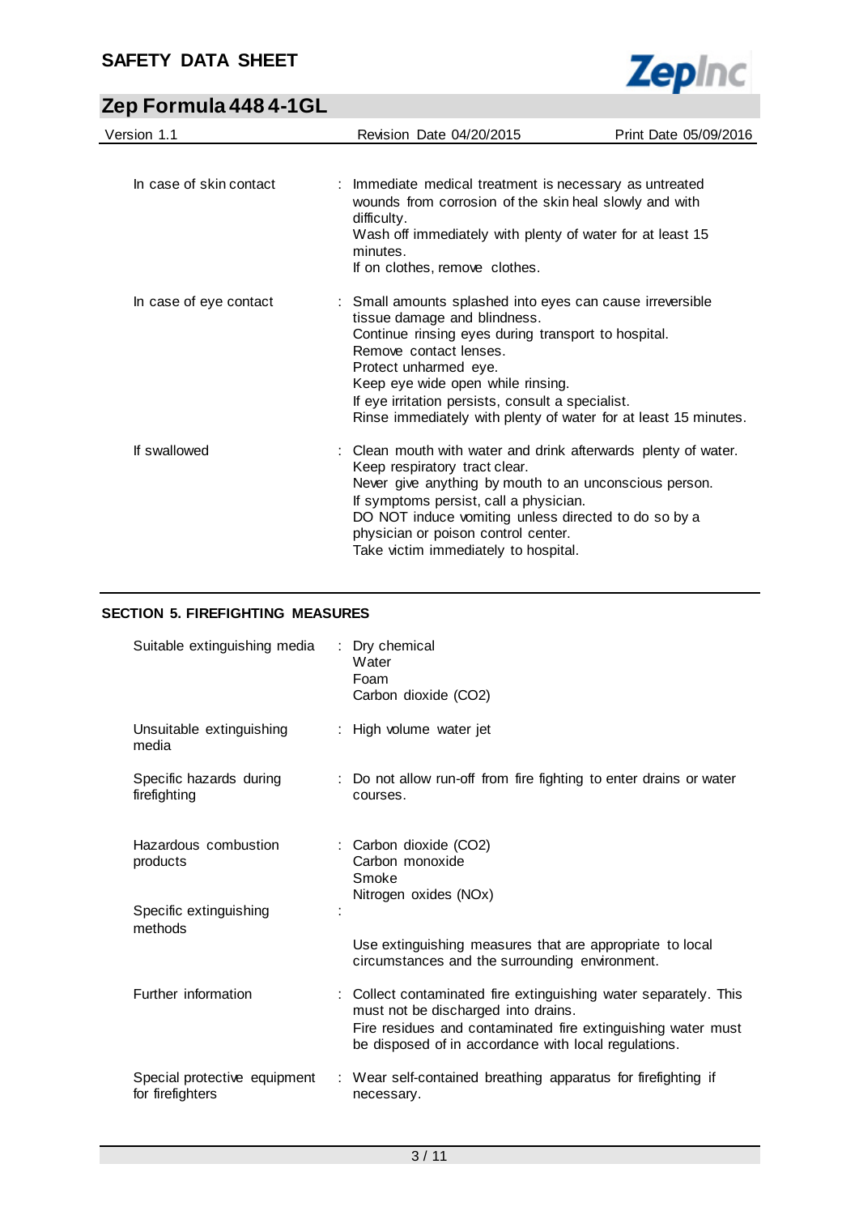| | | |
|---|---|---|
| In case of skin contact | : | Immediate medical treatment is necessary as untreated wounds from corrosion of the skin heal slowly and with difficulty.<br>Wash off immediately with plenty of water for at least 15 minutes.<br>If on clothes, remove clothes. |
| In case of eye contact | : | Small amounts splashed into eyes can cause irreversible tissue damage and blindness.<br>Continue rinsing eyes during transport to hospital.<br>Remove contact lenses.<br>Protect unharmed eye.<br>Keep eye wide open while rinsing.<br>If eye irritation persists, consult a specialist.<br>Rinse immediately with plenty of water for at least 15 minutes. |
| If swallowed | : | Clean mouth with water and drink afterwards plenty of water.<br>Keep respiratory tract clear.<br>Never give anything by mouth to an unconscious person.<br>If symptoms persist, call a physician.<br>DO NOT induce vomiting unless directed to do so by a physician or poison control center.<br>Take victim immediately to hospital. |

## SECTION 5. FIREFIGHTING MEASURES

| | | |
|---|---|---|
| Suitable extinguishing media | : | Dry chemical<br>Water<br>Foam<br>Carbon dioxide ($CO_2$) |
| Unsuitable extinguishing media | : | High volume water jet |
| Specific hazards during firefighting | : | Do not allow run-off from fire fighting to enter drains or water courses. |
| Hazardous combustion products | : | Carbon dioxide ($CO_2$)<br>Carbon monoxide<br>Smoke<br>Nitrogen oxides (NOx) |
| Specific extinguishing methods | : | Use extinguishing measures that are appropriate to local circumstances and the surrounding environment. |
| Further information | : | Collect contaminated fire extinguishing water separately. This must not be discharged into drains.<br>Fire residues and contaminated fire extinguishing water must be disposed of in accordance with local regulations. |
| Special protective equipment for firefighters | : | Wear self-contained breathing apparatus for firefighting if necessary. |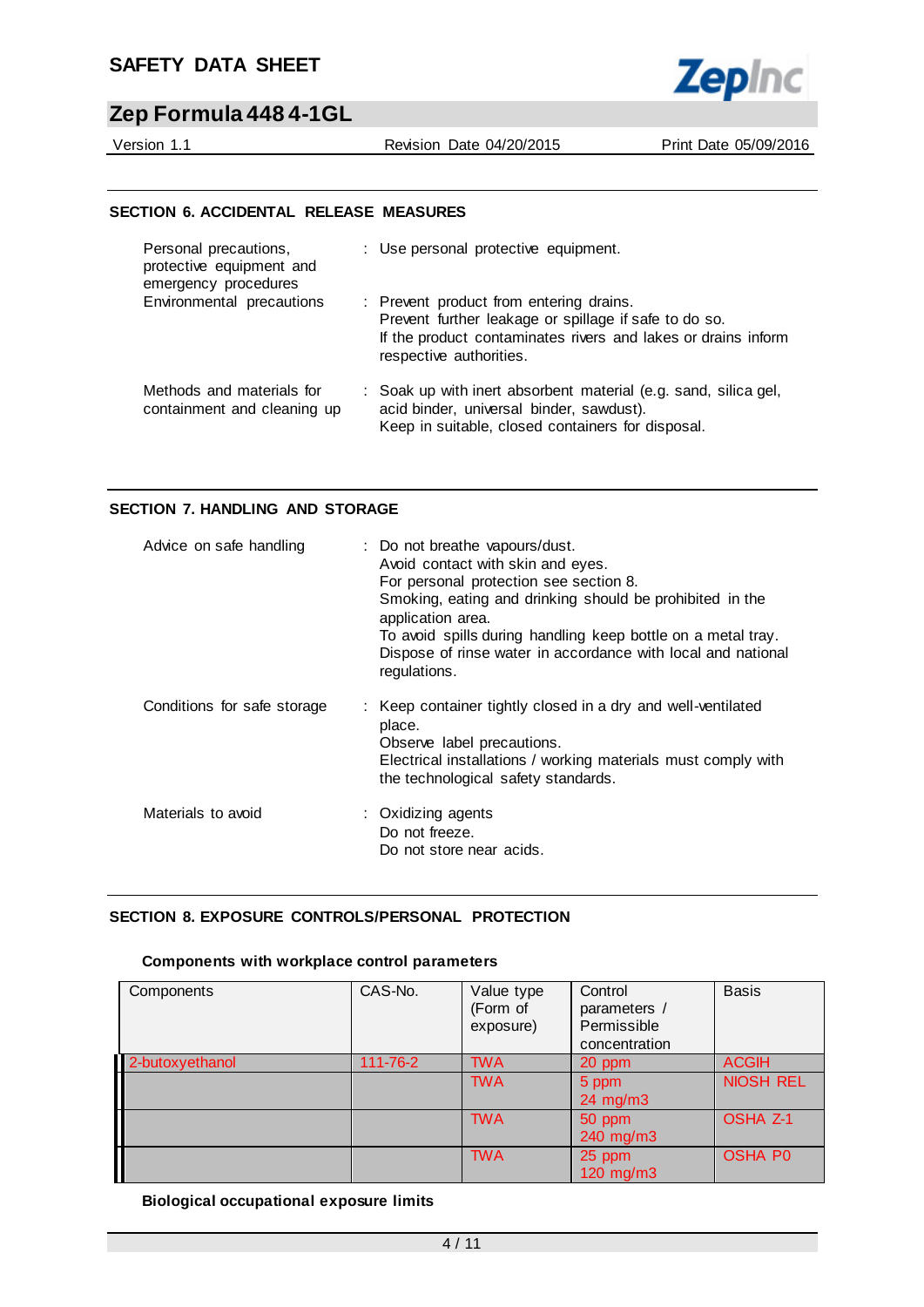## SECTION 6. ACCIDENTAL RELEASE MEASURES

Personal precautions, protective equipment and emergency procedures : Use personal protective equipment.

Environmental precautions : Prevent product from entering drains.
Prevent further leakage or spillage if safe to do so.
If the product contaminates rivers and lakes or drains inform respective authorities.

Methods and materials for containment and cleaning up : Soak up with inert absorbent material (e.g. sand, silica gel, acid binder, universal binder, sawdust).
Keep in suitable, closed containers for disposal.

## SECTION 7. HANDLING AND STORAGE

Advice on safe handling : Do not breathe vapours/dust.
Avoid contact with skin and eyes.
For personal protection see section 8.
Smoking, eating and drinking should be prohibited in the application area.
To avoid spills during handling keep bottle on a metal tray.
Dispose of rinse water in accordance with local and national regulations.

Conditions for safe storage : Keep container tightly closed in a dry and well-ventilated place.
Observe label precautions.
Electrical installations / working materials must comply with the technological safety standards.

Materials to avoid : Oxidizing agents
Do not freeze.
Do not store near acids.

## SECTION 8. EXPOSURE CONTROLS/PERSONAL PROTECTION

**Components with workplace control parameters**

| Components | CAS-No. | Value type (Form of exposure) | Control parameters / Permissible concentration | Basis |
|---|---|---|---|---|
| 2-butoxyethanol | 111-76-2 | TWA | 20 ppm | ACGIH |
| | | TWA | 5 ppm<br>24 mg/m3 | NIOSH REL |
| | | TWA | 50 ppm<br>240 mg/m3 | OSHA Z-1 |
| | | TWA | 25 ppm<br>120 mg/m3 | OSHA P0 |

**Biological occupational exposure limits**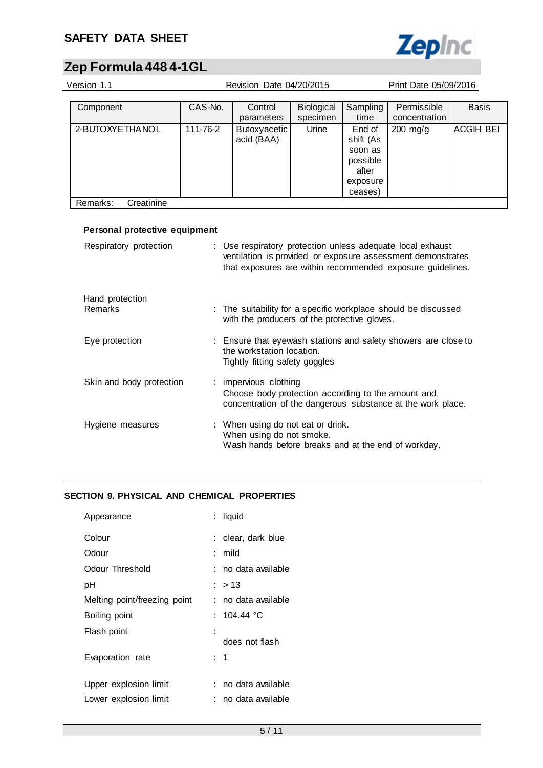| Component | CAS-No. | Control parameters | Biological specimen | Sampling time | Permissible concentration | Basis |
|---|---|---|---|---|---|---|
| 2-BUTOXYETHANOL | 111-76-2 | Butoxyacetic acid (BAA) | Urine | End of shift (As soon as possible after exposure ceases) | 200 mg/g | ACGIH BEI |
| Remarks: Creatinine | | | | | | |

### Personal protective equipment

Respiratory protection : Use respiratory protection unless adequate local exhaust ventilation is provided or exposure assessment demonstrates that exposures are within recommended exposure guidelines.

Hand protection

Remarks : The suitability for a specific workplace should be discussed with the producers of the protective gloves.

Eye protection : Ensure that eyewash stations and safety showers are close to the workstation location.
Tightly fitting safety goggles

Skin and body protection : impervious clothing
Choose body protection according to the amount and concentration of the dangerous substance at the work place.

Hygiene measures : When using do not eat or drink.
When using do not smoke.
Wash hands before breaks and at the end of workday.

## SECTION 9. PHYSICAL AND CHEMICAL PROPERTIES

Appearance : liquid

Colour : clear, dark blue

Odour : mild

Odour Threshold : no data available

pH : > 13

Melting point/freezing point : no data available

Boiling point : 104.44 °C

Flash point : does not flash

Evaporation rate : 1

Upper explosion limit : no data available

Lower explosion limit : no data available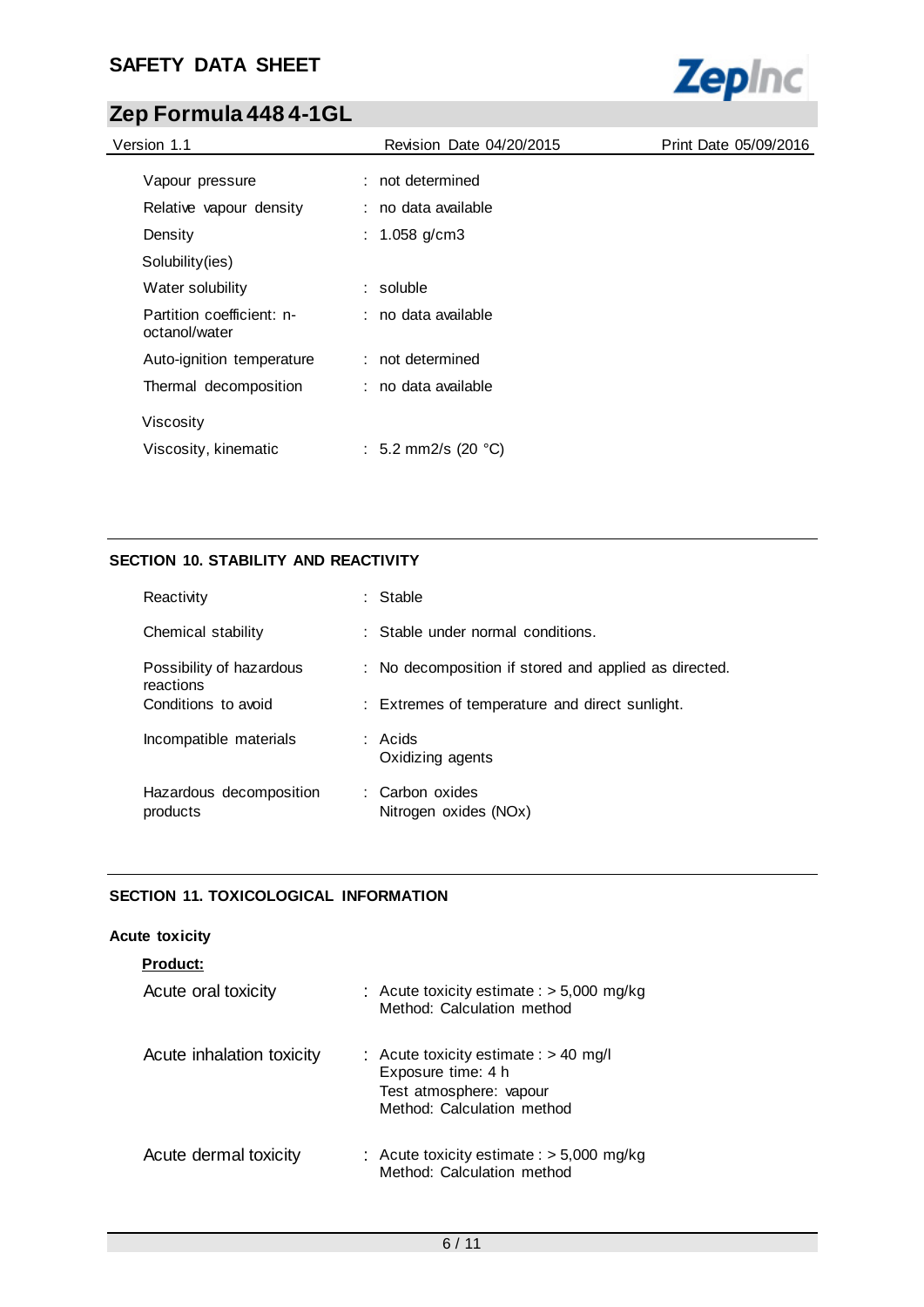| | | |
|---|---|---|
| Vapour pressure | : | not determined |
| Relative vapour density | : | no data available |
| Density | : | 1.058 g/cm3 |
| Solubility(ies) | | |
| Water solubility | : | soluble |
| Partition coefficient: n-octanol/water | : | no data available |
| Auto-ignition temperature | : | not determined |
| Thermal decomposition | : | no data available |
| Viscosity | | |
| Viscosity, kinematic | : | 5.2 mm2/s (20 °C) |

## SECTION 10. STABILITY AND REACTIVITY

| | | |
|---|---|---|
| Reactivity | : | Stable |
| Chemical stability | : | Stable under normal conditions. |
| Possibility of hazardous reactions | : | No decomposition if stored and applied as directed. |
| Conditions to avoid | : | Extremes of temperature and direct sunlight. |
| Incompatible materials | : | Acids<br>Oxidizing agents |
| Hazardous decomposition products | : | Carbon oxides<br>Nitrogen oxides (NOx) |

## SECTION 11. TOXICOLOGICAL INFORMATION

**Acute toxicity**

**Product:**

| | | |
|---|---|---|
| Acute oral toxicity | : | Acute toxicity estimate : > 5,000 mg/kg<br>Method: Calculation method |
| Acute inhalation toxicity | : | Acute toxicity estimate : > 40 mg/l<br>Exposure time: 4 h<br>Test atmosphere: vapour<br>Method: Calculation method |
| Acute dermal toxicity | : | Acute toxicity estimate : > 5,000 mg/kg<br>Method: Calculation method |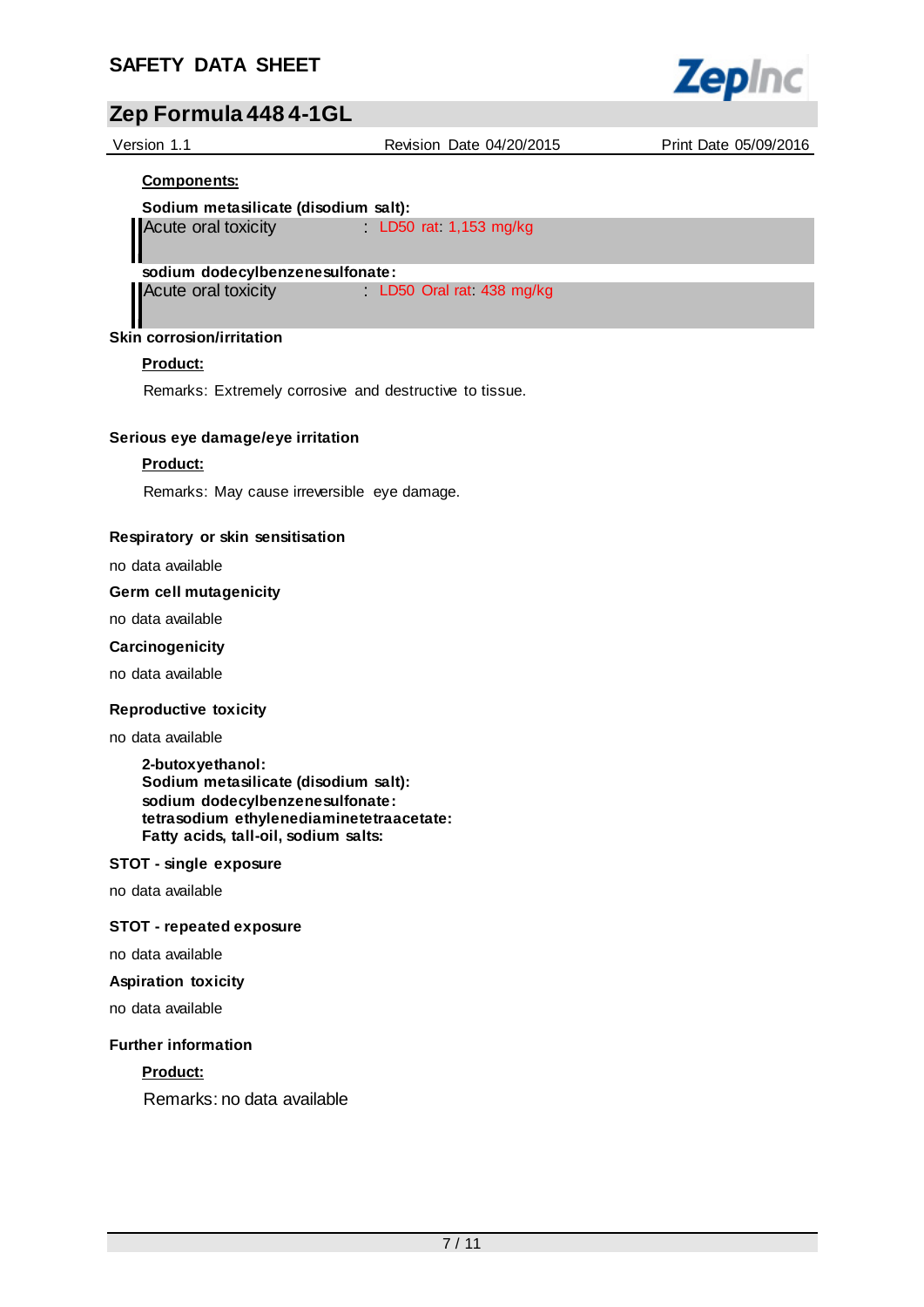**Components:**

**Sodium metasilicate (disodium salt):**

Acute oral toxicity : LD50 rat: 1,153 mg/kg

**sodium dodecylbenzenesulfonate:**

Acute oral toxicity : LD50 Oral rat: 438 mg/kg

### Skin corrosion/irritation

**Product:**

Remarks: Extremely corrosive and destructive to tissue.

### Serious eye damage/eye irritation

**Product:**

Remarks: May cause irreversible eye damage.

### Respiratory or skin sensitisation

no data available

### Germ cell mutagenicity

no data available

### Carcinogenicity

no data available

### Reproductive toxicity

no data available

**2-butoxyethanol:**
**Sodium metasilicate (disodium salt):**
**sodium dodecylbenzenesulfonate:**
**tetrasodium ethylenediaminetetraacetate:**
**Fatty acids, tall-oil, sodium salts:**

### STOT - single exposure

no data available

### STOT - repeated exposure

no data available

### Aspiration toxicity

no data available

### Further information

**Product:**

Remarks: no data available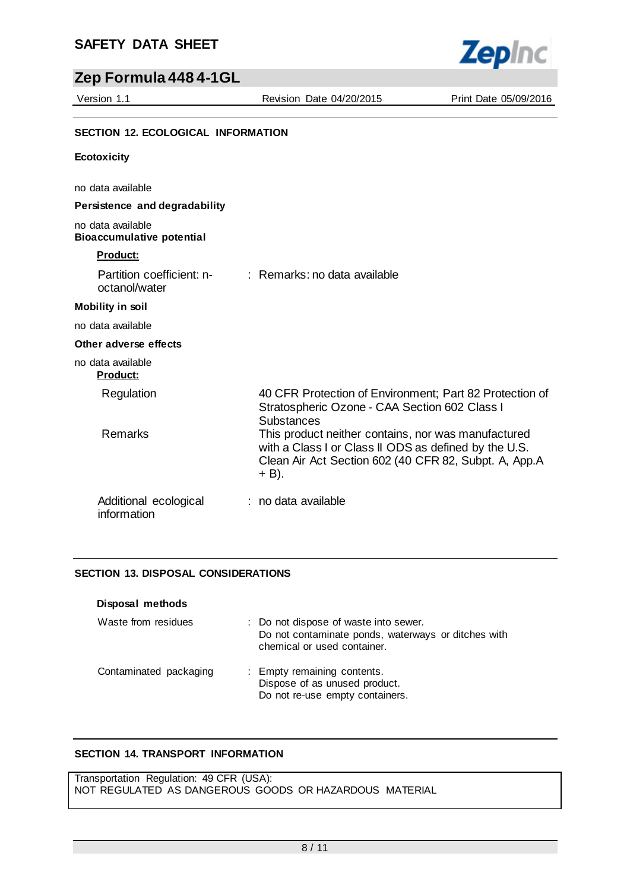## SECTION 12. ECOLOGICAL INFORMATION

**Ecotoxicity**

no data available

**Persistence and degradability**

no data available

**Bioaccumulative potential**

**Product:**

| | |
|---|---|
| Partition coefficient: n-octanol/water | : Remarks: no data available |

**Mobility in soil**

no data available

**Other adverse effects**

no data available

**Product:**

| | |
|---|---|
| Regulation | 40 CFR Protection of Environment; Part 82 Protection of Stratospheric Ozone - CAA Section 602 Class I Substances |
| Remarks | This product neither contains, nor was manufactured with a Class I or Class II ODS as defined by the U.S. Clean Air Act Section 602 (40 CFR 82, Subpt. A, App.A + B). |
| Additional ecological information | : no data available |

## SECTION 13. DISPOSAL CONSIDERATIONS

**Disposal methods**

| | |
|---|---|
| Waste from residues | : Do not dispose of waste into sewer. Do not contaminate ponds, waterways or ditches with chemical or used container. |
| Contaminated packaging | : Empty remaining contents. Dispose of as unused product. Do not re-use empty containers. |

## SECTION 14. TRANSPORT INFORMATION

Transportation Regulation: 49 CFR (USA):
NOT REGULATED AS DANGEROUS GOODS OR HAZARDOUS MATERIAL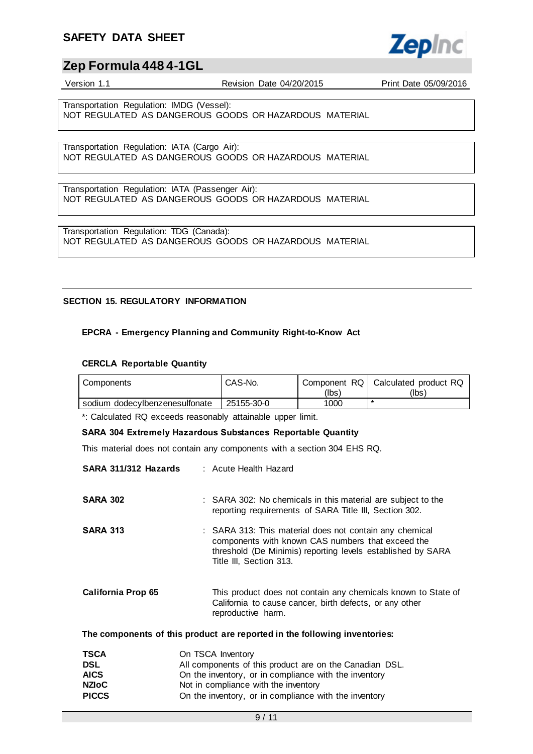Transportation Regulation: IMDG (Vessel):
NOT REGULATED AS DANGEROUS GOODS OR HAZARDOUS MATERIAL

Transportation Regulation: IATA (Cargo Air):
NOT REGULATED AS DANGEROUS GOODS OR HAZARDOUS MATERIAL

Transportation Regulation: IATA (Passenger Air):
NOT REGULATED AS DANGEROUS GOODS OR HAZARDOUS MATERIAL

Transportation Regulation: TDG (Canada):
NOT REGULATED AS DANGEROUS GOODS OR HAZARDOUS MATERIAL

## SECTION 15. REGULATORY INFORMATION

### EPCRA - Emergency Planning and Community Right-to-Know Act

#### CERCLA Reportable Quantity

| Components | CAS-No. | Component RQ (lbs) | Calculated product RQ (lbs) |
|---|---|---|---|
| sodium dodecylbenzenesulfonate | 25155-30-0 | 1000 | * |

*: Calculated RQ exceeds reasonably attainable upper limit.

#### SARA 304 Extremely Hazardous Substances Reportable Quantity

This material does not contain any components with a section 304 EHS RQ.

**SARA 311/312 Hazards** : Acute Health Hazard

**SARA 302** : SARA 302: No chemicals in this material are subject to the reporting requirements of SARA Title III, Section 302.

**SARA 313** : SARA 313: This material does not contain any chemical components with known CAS numbers that exceed the threshold (De Minimis) reporting levels established by SARA Title III, Section 313.

**California Prop 65** This product does not contain any chemicals known to State of California to cause cancer, birth defects, or any other reproductive harm.

**The components of this product are reported in the following inventories:**

**TSCA** On TSCA Inventory
**DSL** All components of this product are on the Canadian DSL.
**AICS** On the inventory, or in compliance with the inventory
**NZIoC** Not in compliance with the inventory
**PICCS** On the inventory, or in compliance with the inventory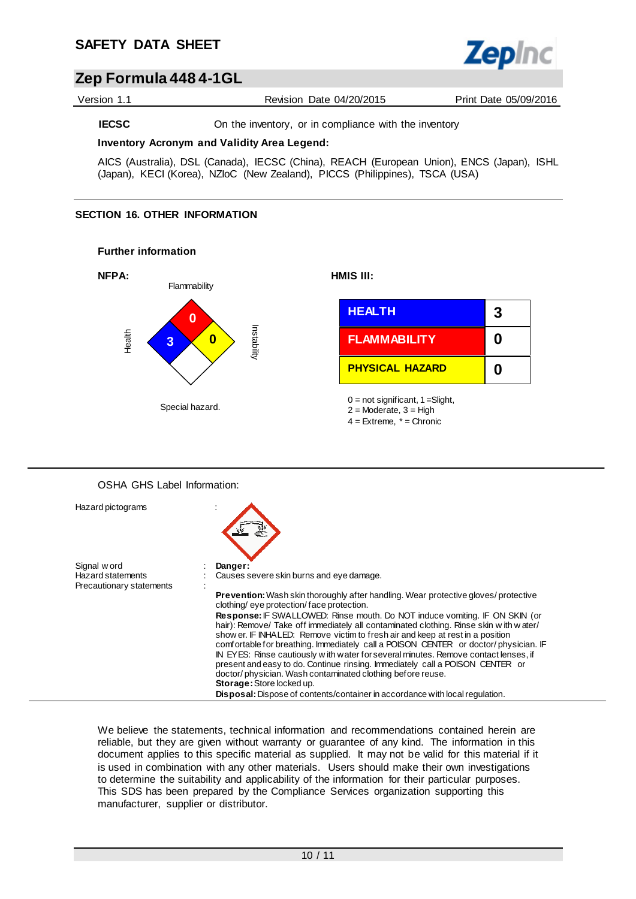| | |
|---|---|
| **IECSC** | On the inventory, or in compliance with the inventory |

**Inventory Acronym and Validity Area Legend:**

AICS (Australia), DSL (Canada), IECSC (China), REACH (European Union), ENCS (Japan), ISHL (Japan), KECI (Korea), NZIoC (New Zealand), PICCS (Philippines), TSCA (USA)

## SECTION 16. OTHER INFORMATION

### Further information

**NFPA:**

Flammability: 0
Health: 3
Instability: 0
Special hazard.

**HMIS III:**

| | |
|---|---|
| HEALTH | 3 |
| FLAMMABILITY | 0 |
| PHYSICAL HAZARD | 0 |

0 = not significant, 1 =Slight,
2 = Moderate, 3 = High
4 = Extreme, * = Chronic

OSHA GHS Label Information:

| | | |
|---|---|---|
| Hazard pictograms | : | |
| Signal word | : | **Danger:** |
| Hazard statements | : | Causes severe skin burns and eye damage. |
| Precautionary statements | : | |

**Prevention:** Wash skin thoroughly after handling. Wear protective gloves/ protective clothing/ eye protection/ face protection.
**Response:** IF SWALLOWED: Rinse mouth. Do NOT induce vomiting. IF ON SKIN (or hair): Remove/ Take off immediately all contaminated clothing. Rinse skin with water/ shower. IF INHALED: Remove victim to fresh air and keep at rest in a position comfortable for breathing. Immediately call a POISON CENTER or doctor/ physician. IF IN EYES: Rinse cautiously with water for several minutes. Remove contact lenses, if present and easy to do. Continue rinsing. Immediately call a POISON CENTER or doctor/ physician. Wash contaminated clothing before reuse.
**Storage:** Store locked up.
**Disposal:** Dispose of contents/container in accordance with local regulation.

We believe the statements, technical information and recommendations contained herein are reliable, but they are given without warranty or guarantee of any kind. The information in this document applies to this specific material as supplied. It may not be valid for this material if it is used in combination with any other materials. Users should make their own investigations to determine the suitability and applicability of the information for their particular purposes. This SDS has been prepared by the Compliance Services organization supporting this manufacturer, supplier or distributor.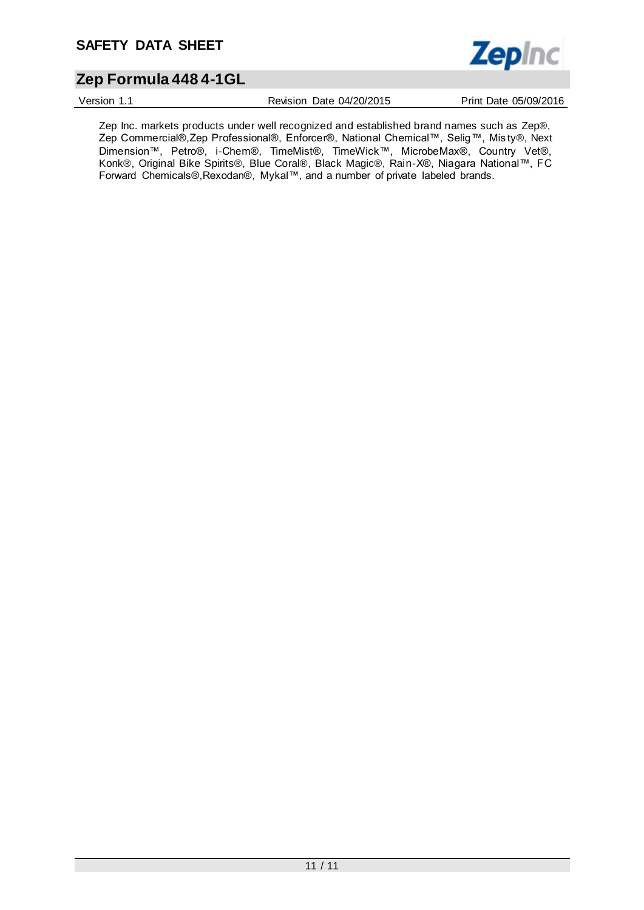Zep Inc. markets products under well recognized and established brand names such as Zep®, Zep Commercial®,Zep Professional®, Enforcer®, National Chemical™, Selig™, Misty®, Next Dimension™, Petro®, i-Chem®, TimeMist®, TimeWick™, MicrobeMax®, Country Vet®, Konk®, Original Bike Spirits®, Blue Coral®, Black Magic®, Rain-X®, Niagara National™, FC Forward Chemicals®,Rexodan®, Mykal™, and a number of private labeled brands.